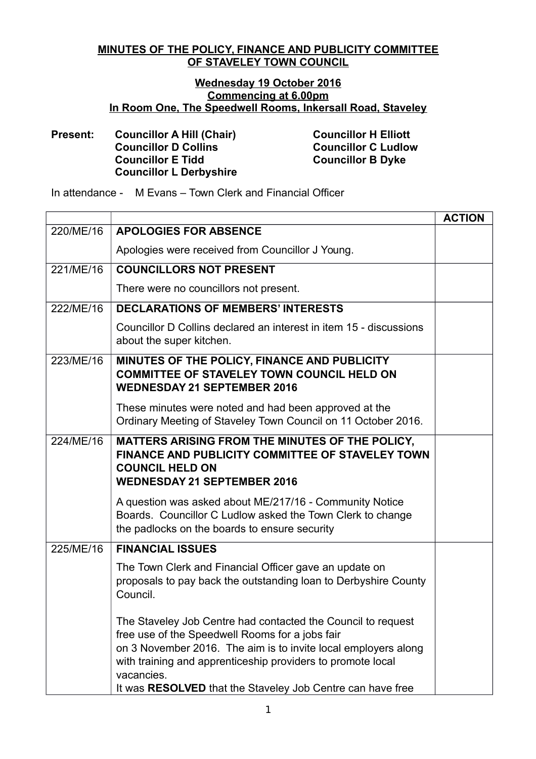**MINUTES OF THE POLICY, FINANCE AND PUBLICITY COMMITTEE OF STAVELEY TOWN COUNCIL**

**Wednesday 19 October 2016**
**Commencing at 6.00pm**
**In Room One, The Speedwell Rooms, Inkersall Road, Staveley**

**Present:**
**Councillor A Hill (Chair)**
**Councillor D Collins**
**Councillor E Tidd**
**Councillor L Derbyshire**
**Councillor H Elliott**
**Councillor C Ludlow**
**Councillor B Dyke**

In attendance - M Evans – Town Clerk and Financial Officer

| | | **ACTION** |
|---|---|---|
| 220/ME/16 | **APOLOGIES FOR ABSENCE**<br><br>Apologies were received from Councillor J Young. | |
| 221/ME/16 | **COUNCILLORS NOT PRESENT**<br><br>There were no councillors not present. | |
| 222/ME/16 | **DECLARATIONS OF MEMBERS' INTERESTS**<br><br>Councillor D Collins declared an interest in item 15 - discussions about the super kitchen. | |
| 223/ME/16 | **MINUTES OF THE POLICY, FINANCE AND PUBLICITY COMMITTEE OF STAVELEY TOWN COUNCIL HELD ON WEDNESDAY 21 SEPTEMBER 2016**<br><br>These minutes were noted and had been approved at the Ordinary Meeting of Staveley Town Council on 11 October 2016. | |
| 224/ME/16 | **MATTERS ARISING FROM THE MINUTES OF THE POLICY, FINANCE AND PUBLICITY COMMITTEE OF STAVELEY TOWN COUNCIL HELD ON WEDNESDAY 21 SEPTEMBER 2016**<br><br>A question was asked about ME/217/16 - Community Notice Boards. Councillor C Ludlow asked the Town Clerk to change the padlocks on the boards to ensure security | |
| 225/ME/16 | **FINANCIAL ISSUES**<br><br>The Town Clerk and Financial Officer gave an update on proposals to pay back the outstanding loan to Derbyshire County Council.<br><br>The Staveley Job Centre had contacted the Council to request free use of the Speedwell Rooms for a jobs fair on 3 November 2016. The aim is to invite local employers along with training and apprenticeship providers to promote local vacancies.<br>It was **RESOLVED** that the Staveley Job Centre can have free | |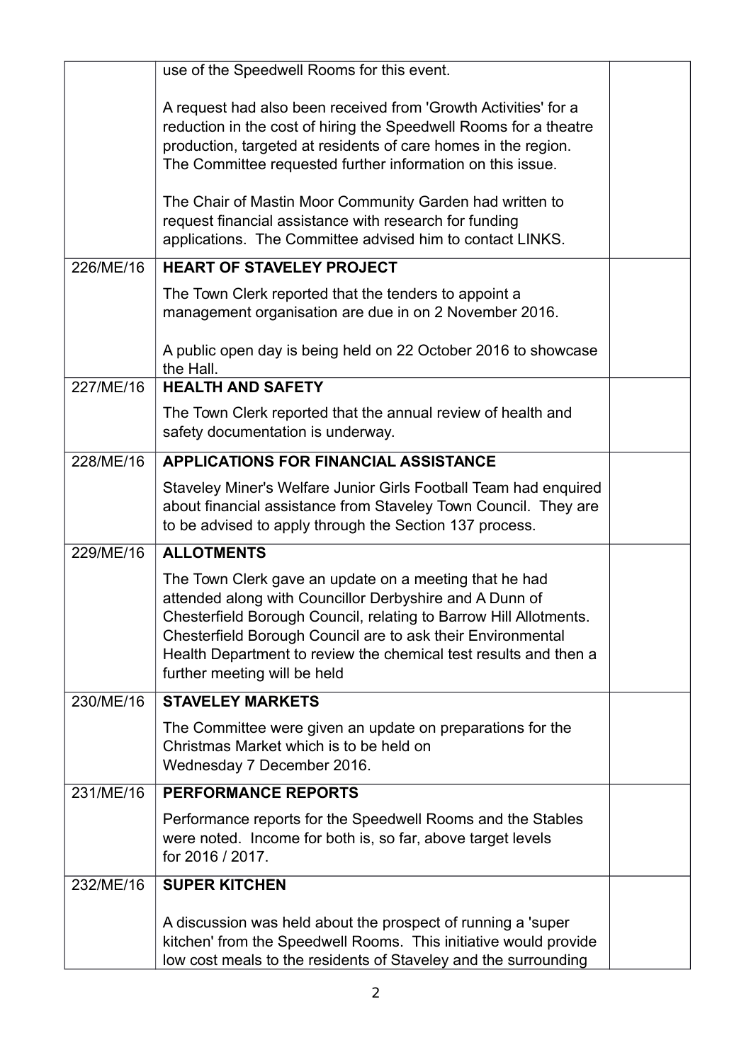| | | |
|---|---|---|
| | use of the Speedwell Rooms for this event.<br><br>A request had also been received from 'Growth Activities' for a reduction in the cost of hiring the Speedwell Rooms for a theatre production, targeted at residents of care homes in the region. The Committee requested further information on this issue.<br><br>The Chair of Mastin Moor Community Garden had written to request financial assistance with research for funding applications. The Committee advised him to contact LINKS. | |
| 226/ME/16 | **HEART OF STAVELEY PROJECT**<br><br>The Town Clerk reported that the tenders to appoint a management organisation are due in on 2 November 2016.<br><br>A public open day is being held on 22 October 2016 to showcase the Hall. | |
| 227/ME/16 | **HEALTH AND SAFETY**<br><br>The Town Clerk reported that the annual review of health and safety documentation is underway. | |
| 228/ME/16 | **APPLICATIONS FOR FINANCIAL ASSISTANCE**<br><br>Staveley Miner's Welfare Junior Girls Football Team had enquired about financial assistance from Staveley Town Council. They are to be advised to apply through the Section 137 process. | |
| 229/ME/16 | **ALLOTMENTS**<br><br>The Town Clerk gave an update on a meeting that he had attended along with Councillor Derbyshire and A Dunn of Chesterfield Borough Council, relating to Barrow Hill Allotments. Chesterfield Borough Council are to ask their Environmental Health Department to review the chemical test results and then a further meeting will be held | |
| 230/ME/16 | **STAVELEY MARKETS**<br><br>The Committee were given an update on preparations for the Christmas Market which is to be held on Wednesday 7 December 2016. | |
| 231/ME/16 | **PERFORMANCE REPORTS**<br><br>Performance reports for the Speedwell Rooms and the Stables were noted. Income for both is, so far, above target levels for 2016 / 2017. | |
| 232/ME/16 | **SUPER KITCHEN**<br><br>A discussion was held about the prospect of running a 'super kitchen' from the Speedwell Rooms. This initiative would provide low cost meals to the residents of Staveley and the surrounding | |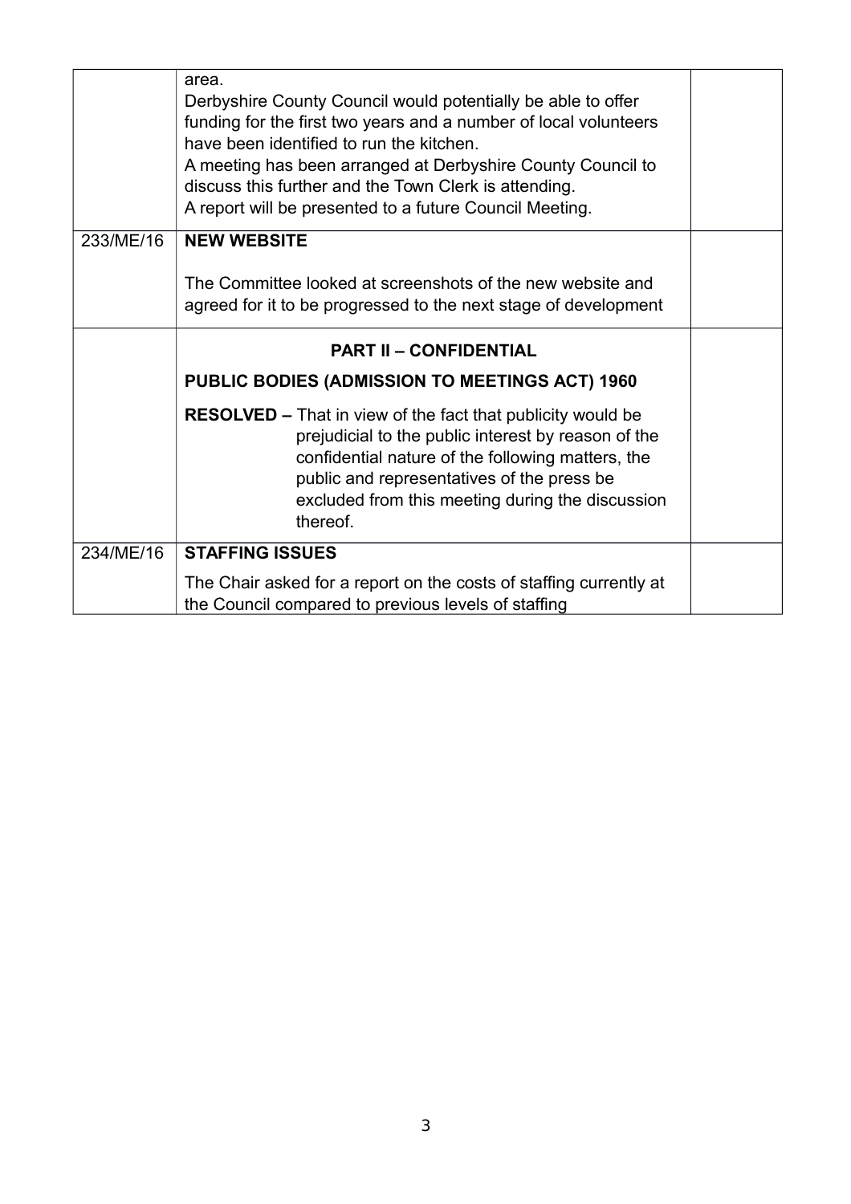| | | |
|---|---|---|
| | area.<br>Derbyshire County Council would potentially be able to offer funding for the first two years and a number of local volunteers have been identified to run the kitchen.<br>A meeting has been arranged at Derbyshire County Council to discuss this further and the Town Clerk is attending.<br>A report will be presented to a future Council Meeting. | |
| 233/ME/16 | **NEW WEBSITE**<br><br>The Committee looked at screenshots of the new website and agreed for it to be progressed to the next stage of development | |
| | **PART II – CONFIDENTIAL**<br>**PUBLIC BODIES (ADMISSION TO MEETINGS ACT) 1960**<br>**RESOLVED –** That in view of the fact that publicity would be prejudicial to the public interest by reason of the confidential nature of the following matters, the public and representatives of the press be excluded from this meeting during the discussion thereof. | |
| 234/ME/16 | **STAFFING ISSUES**<br>The Chair asked for a report on the costs of staffing currently at the Council compared to previous levels of staffing | |